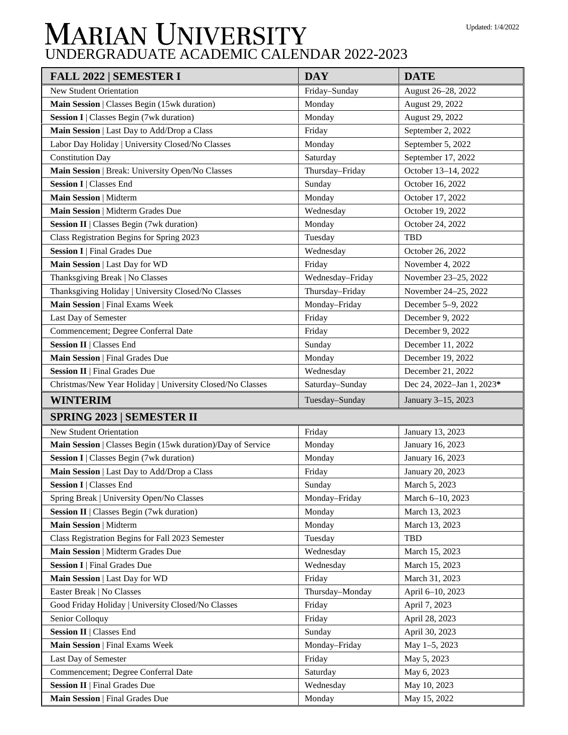# MARIAN UNIVERSITY

## UNDERGRADUATE ACADEMIC CALENDAR 2022-2023

Updated: 1/4/2022

| FALL 2022 \| SEMESTER I | DAY | DATE |
|---|---|---|
| New Student Orientation | Friday–Sunday | August 26–28, 2022 |
| **Main Session** \| Classes Begin (15wk duration) | Monday | August 29, 2022 |
| **Session I** \| Classes Begin (7wk duration) | Monday | August 29, 2022 |
| **Main Session** \| Last Day to Add/Drop a Class | Friday | September 2, 2022 |
| Labor Day Holiday \| University Closed/No Classes | Monday | September 5, 2022 |
| Constitution Day | Saturday | September 17, 2022 |
| **Main Session** \| Break: University Open/No Classes | Thursday–Friday | October 13–14, 2022 |
| **Session I** \| Classes End | Sunday | October 16, 2022 |
| **Main Session** \| Midterm | Monday | October 17, 2022 |
| **Main Session** \| Midterm Grades Due | Wednesday | October 19, 2022 |
| **Session II** \| Classes Begin (7wk duration) | Monday | October 24, 2022 |
| Class Registration Begins for Spring 2023 | Tuesday | TBD |
| **Session I** \| Final Grades Due | Wednesday | October 26, 2022 |
| **Main Session** \| Last Day for WD | Friday | November 4, 2022 |
| Thanksgiving Break \| No Classes | Wednesday–Friday | November 23–25, 2022 |
| Thanksgiving Holiday \| University Closed/No Classes | Thursday–Friday | November 24–25, 2022 |
| **Main Session** \| Final Exams Week | Monday–Friday | December 5–9, 2022 |
| Last Day of Semester | Friday | December 9, 2022 |
| Commencement; Degree Conferral Date | Friday | December 9, 2022 |
| **Session II** \| Classes End | Sunday | December 11, 2022 |
| **Main Session** \| Final Grades Due | Monday | December 19, 2022 |
| **Session II** \| Final Grades Due | Wednesday | December 21, 2022 |
| Christmas/New Year Holiday \| University Closed/No Classes | Saturday–Sunday | Dec 24, 2022–Jan 1, 2023* |
| **WINTERIM** | Tuesday–Sunday | January 3–15, 2023 |
| **SPRING 2023 \| SEMESTER II** | | |
| New Student Orientation | Friday | January 13, 2023 |
| **Main Session** \| Classes Begin (15wk duration)/Day of Service | Monday | January 16, 2023 |
| **Session I** \| Classes Begin (7wk duration) | Monday | January 16, 2023 |
| **Main Session** \| Last Day to Add/Drop a Class | Friday | January 20, 2023 |
| **Session I** \| Classes End | Sunday | March 5, 2023 |
| Spring Break \| University Open/No Classes | Monday–Friday | March 6–10, 2023 |
| **Session II** \| Classes Begin (7wk duration) | Monday | March 13, 2023 |
| **Main Session** \| Midterm | Monday | March 13, 2023 |
| Class Registration Begins for Fall 2023 Semester | Tuesday | TBD |
| **Main Session** \| Midterm Grades Due | Wednesday | March 15, 2023 |
| **Session I** \| Final Grades Due | Wednesday | March 15, 2023 |
| **Main Session** \| Last Day for WD | Friday | March 31, 2023 |
| Easter Break \| No Classes | Thursday–Monday | April 6–10, 2023 |
| Good Friday Holiday \| University Closed/No Classes | Friday | April 7, 2023 |
| Senior Colloquy | Friday | April 28, 2023 |
| **Session II** \| Classes End | Sunday | April 30, 2023 |
| **Main Session** \| Final Exams Week | Monday–Friday | May 1–5, 2023 |
| Last Day of Semester | Friday | May 5, 2023 |
| Commencement; Degree Conferral Date | Saturday | May 6, 2023 |
| **Session II** \| Final Grades Due | Wednesday | May 10, 2023 |
| **Main Session** \| Final Grades Due | Monday | May 15, 2022 |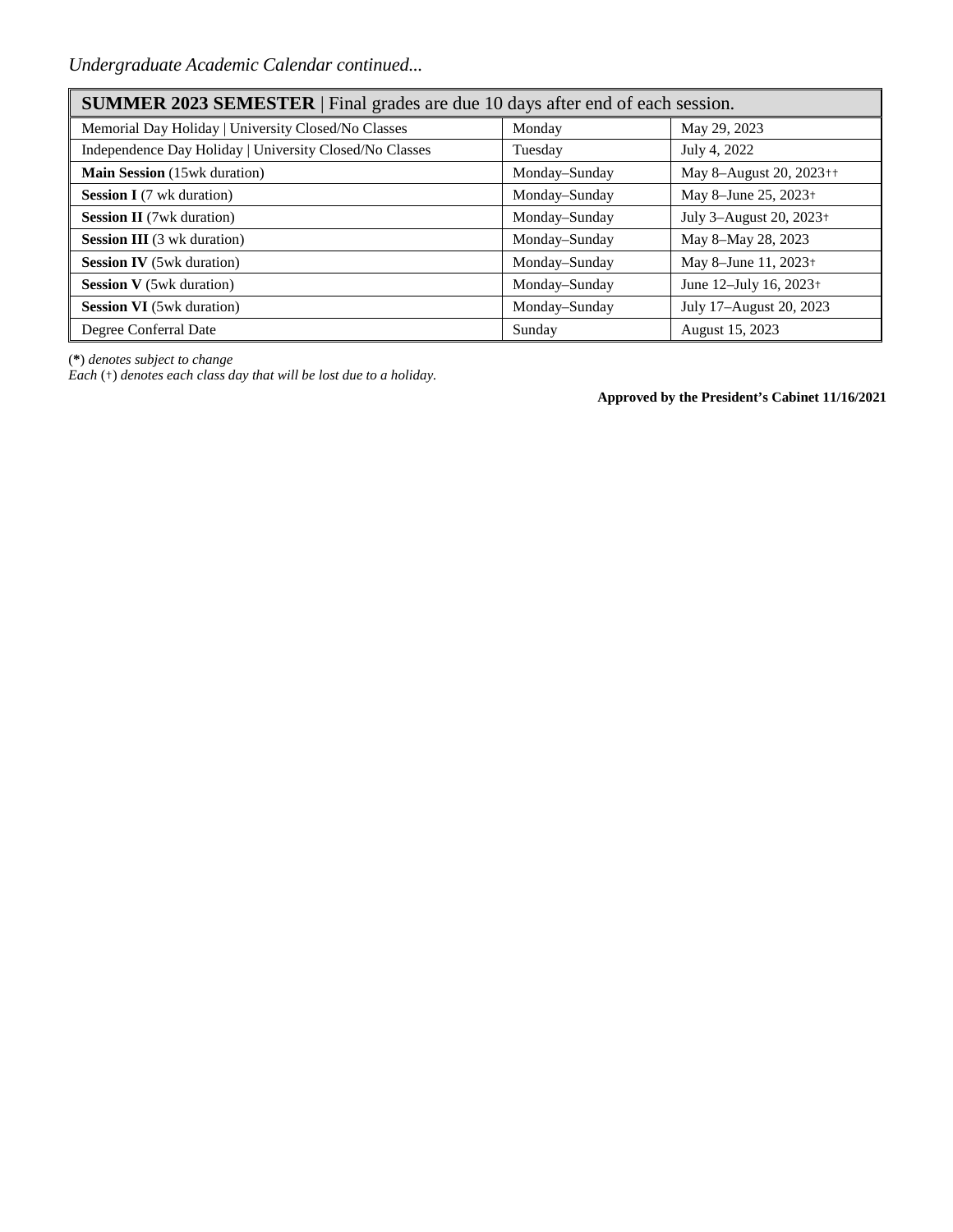*Undergraduate Academic Calendar continued...*

| **SUMMER 2023 SEMESTER** \| Final grades are due 10 days after end of each session. | | |
|---|---|---|
| Memorial Day Holiday \| University Closed/No Classes | Monday | May 29, 2023 |
| Independence Day Holiday \| University Closed/No Classes | Tuesday | July 4, 2022 |
| **Main Session** (15wk duration) | Monday–Sunday | May 8–August 20, 2023†† |
| **Session I** (7 wk duration) | Monday–Sunday | May 8–June 25, 2023† |
| **Session II** (7wk duration) | Monday–Sunday | July 3–August 20, 2023† |
| **Session III** (3 wk duration) | Monday–Sunday | May 8–May 28, 2023 |
| **Session IV** (5wk duration) | Monday–Sunday | May 8–June 11, 2023† |
| **Session V** (5wk duration) | Monday–Sunday | June 12–July 16, 2023† |
| **Session VI** (5wk duration) | Monday–Sunday | July 17–August 20, 2023 |
| Degree Conferral Date | Sunday | August 15, 2023 |

(**\***) *denotes subject to change*
*Each* (†) *denotes each class day that will be lost due to a holiday.*

**Approved by the President's Cabinet 11/16/2021**